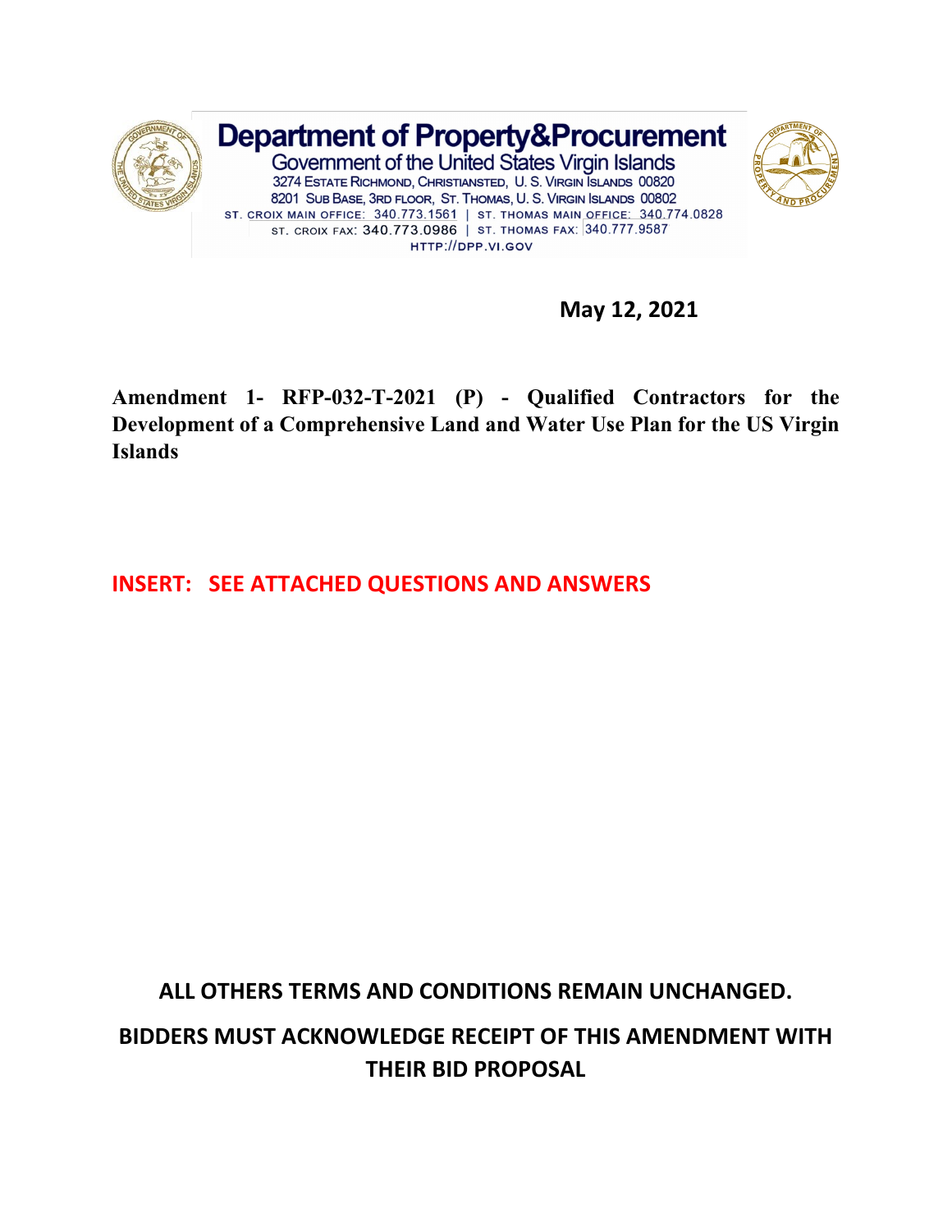# Department of Property&Procurement

Government of the United States Virgin Islands

3274 ESTATE RICHMOND, CHRISTIANSTED, U. S. VIRGIN ISLANDS 00820

8201 SUB BASE, 3RD FLOOR, ST. THOMAS, U. S. VIRGIN ISLANDS 00802

ST. CROIX MAIN OFFICE: 340.773.1561 | ST. THOMAS MAIN OFFICE: 340.774.0828

ST. CROIX FAX: 340.773.0986 | ST. THOMAS FAX: 340.777.9587

HTTP://DPP.VI.GOV

**May 12, 2021**

**Amendment 1- RFP-032-T-2021 (P) - Qualified Contractors for the Development of a Comprehensive Land and Water Use Plan for the US Virgin Islands**

**INSERT: SEE ATTACHED QUESTIONS AND ANSWERS**

**ALL OTHERS TERMS AND CONDITIONS REMAIN UNCHANGED.**

**BIDDERS MUST ACKNOWLEDGE RECEIPT OF THIS AMENDMENT WITH THEIR BID PROPOSAL**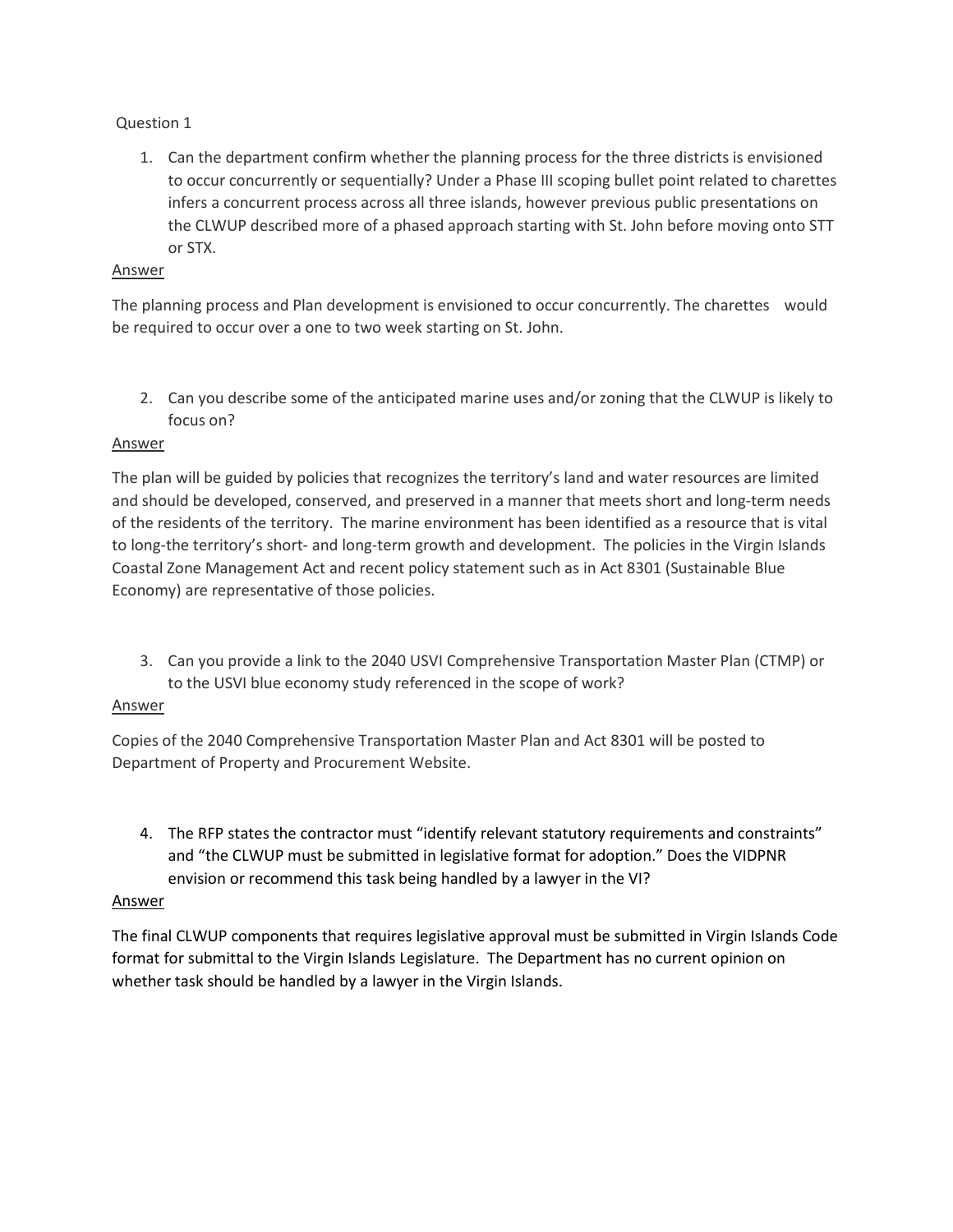Question 1

1. Can the department confirm whether the planning process for the three districts is envisioned to occur concurrently or sequentially? Under a Phase III scoping bullet point related to charettes infers a concurrent process across all three islands, however previous public presentations on the CLWUP described more of a phased approach starting with St. John before moving onto STT or STX.

<u>Answer</u>

The planning process and Plan development is envisioned to occur concurrently. The charettes would be required to occur over a one to two week starting on St. John.

2. Can you describe some of the anticipated marine uses and/or zoning that the CLWUP is likely to focus on?

<u>Answer</u>

The plan will be guided by policies that recognizes the territory's land and water resources are limited and should be developed, conserved, and preserved in a manner that meets short and long-term needs of the residents of the territory. The marine environment has been identified as a resource that is vital to long-the territory's short- and long-term growth and development. The policies in the Virgin Islands Coastal Zone Management Act and recent policy statement such as in Act 8301 (Sustainable Blue Economy) are representative of those policies.

3. Can you provide a link to the 2040 USVI Comprehensive Transportation Master Plan (CTMP) or to the USVI blue economy study referenced in the scope of work?

<u>Answer</u>

Copies of the 2040 Comprehensive Transportation Master Plan and Act 8301 will be posted to Department of Property and Procurement Website.

4. The RFP states the contractor must "identify relevant statutory requirements and constraints" and "the CLWUP must be submitted in legislative format for adoption." Does the VIDPNR envision or recommend this task being handled by a lawyer in the VI?

<u>Answer</u>

The final CLWUP components that requires legislative approval must be submitted in Virgin Islands Code format for submittal to the Virgin Islands Legislature. The Department has no current opinion on whether task should be handled by a lawyer in the Virgin Islands.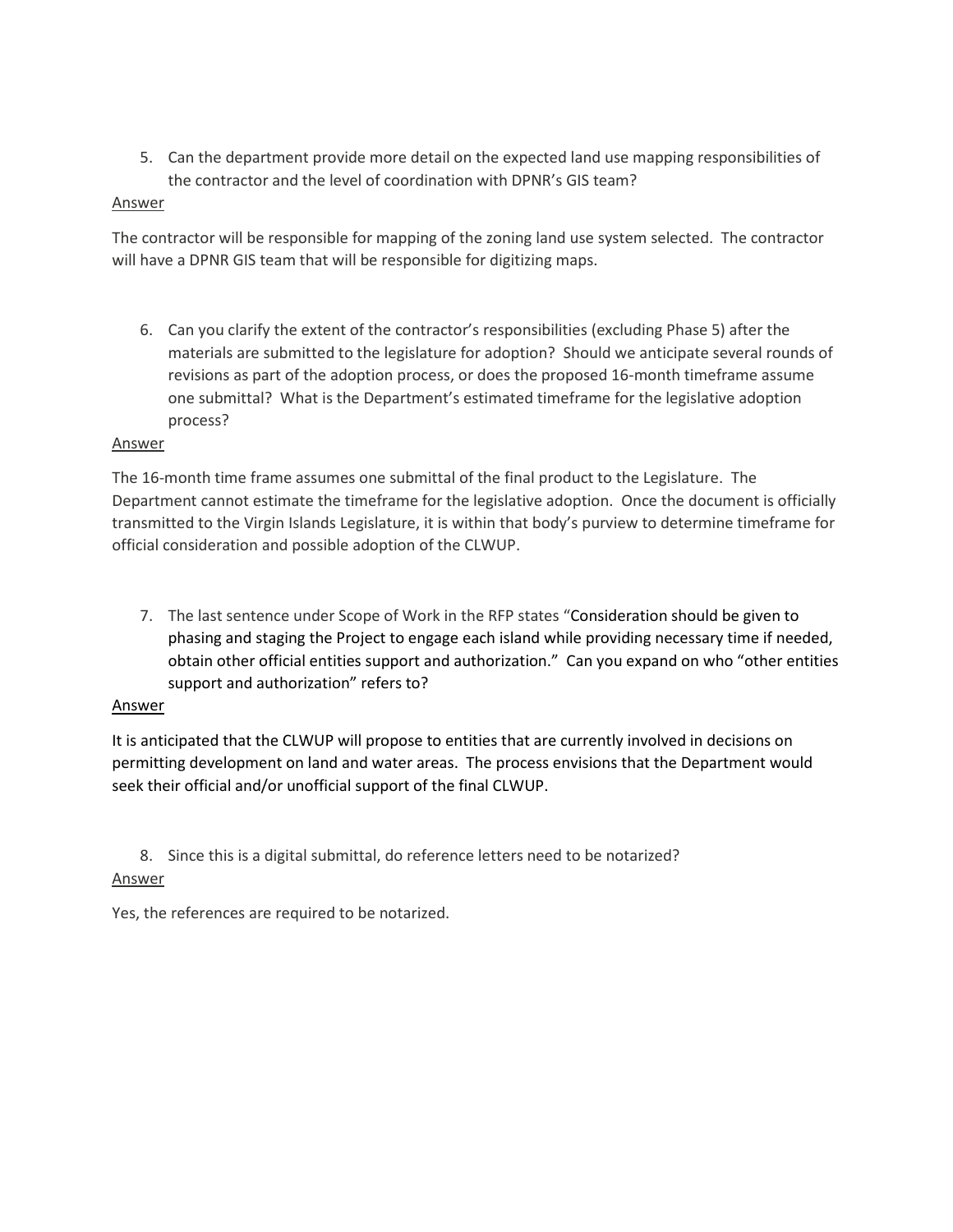5. Can the department provide more detail on the expected land use mapping responsibilities of the contractor and the level of coordination with DPNR's GIS team?

Answer

The contractor will be responsible for mapping of the zoning land use system selected. The contractor will have a DPNR GIS team that will be responsible for digitizing maps.

6. Can you clarify the extent of the contractor's responsibilities (excluding Phase 5) after the materials are submitted to the legislature for adoption? Should we anticipate several rounds of revisions as part of the adoption process, or does the proposed 16-month timeframe assume one submittal? What is the Department's estimated timeframe for the legislative adoption process?

Answer

The 16-month time frame assumes one submittal of the final product to the Legislature. The Department cannot estimate the timeframe for the legislative adoption. Once the document is officially transmitted to the Virgin Islands Legislature, it is within that body's purview to determine timeframe for official consideration and possible adoption of the CLWUP.

7. The last sentence under Scope of Work in the RFP states "Consideration should be given to phasing and staging the Project to engage each island while providing necessary time if needed, obtain other official entities support and authorization." Can you expand on who "other entities support and authorization" refers to?

Answer

It is anticipated that the CLWUP will propose to entities that are currently involved in decisions on permitting development on land and water areas. The process envisions that the Department would seek their official and/or unofficial support of the final CLWUP.

8. Since this is a digital submittal, do reference letters need to be notarized?

Answer

Yes, the references are required to be notarized.